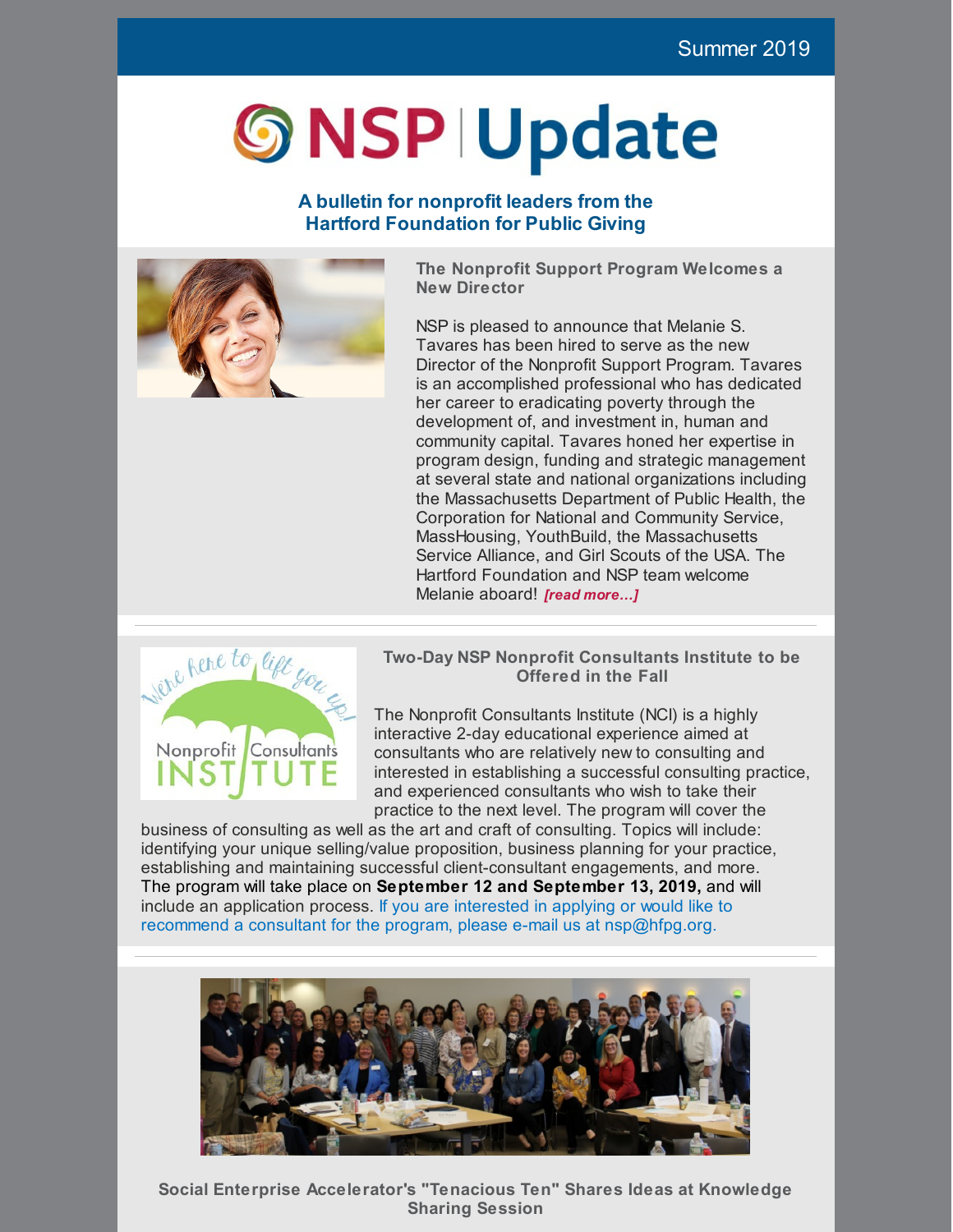Summer 2019

# NSP | Update

**A bulletin for nonprofit leaders from the Hartford Foundation for Public Giving**

### The Nonprofit Support Program Welcomes a New Director

NSP is pleased to announce that Melanie S. Tavares has been hired to serve as the new Director of the Nonprofit Support Program. Tavares is an accomplished professional who has dedicated her career to eradicating poverty through the development of, and investment in, human and community capital. Tavares honed her expertise in program design, funding and strategic management at several state and national organizations including the Massachusetts Department of Public Health, the Corporation for National and Community Service, MassHousing, YouthBuild, the Massachusetts Service Alliance, and Girl Scouts of the USA. The Hartford Foundation and NSP team welcome Melanie aboard! ***[read more...]***

---

We're here to lift you up!

Nonprofit Consultants INSTITUTE

### Two-Day NSP Nonprofit Consultants Institute to be Offered in the Fall

The Nonprofit Consultants Institute (NCI) is a highly interactive 2-day educational experience aimed at consultants who are relatively new to consulting and interested in establishing a successful consulting practice, and experienced consultants who wish to take their practice to the next level. The program will cover the business of consulting as well as the art and craft of consulting. Topics will include: identifying your unique selling/value proposition, business planning for your practice, establishing and maintaining successful client-consultant engagements, and more. The program will take place on **September 12 and September 13, 2019,** and will include an application process. If you are interested in applying or would like to recommend a consultant for the program, please e-mail us at nsp@hfpg.org.

---

### Social Enterprise Accelerator's "Tenacious Ten" Shares Ideas at Knowledge Sharing Session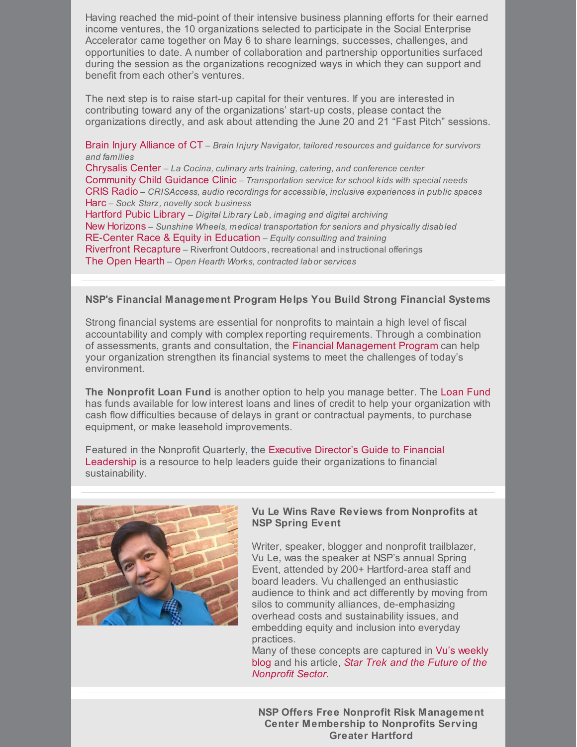Having reached the mid-point of their intensive business planning efforts for their earned income ventures, the 10 organizations selected to participate in the Social Enterprise Accelerator came together on May 6 to share learnings, successes, challenges, and opportunities to date. A number of collaboration and partnership opportunities surfaced during the session as the organizations recognized ways in which they can support and benefit from each other's ventures.

The next step is to raise start-up capital for their ventures. If you are interested in contributing toward any of the organizations' start-up costs, please contact the organizations directly, and ask about attending the June 20 and 21 "Fast Pitch" sessions.

Brain Injury Alliance of CT – *Brain Injury Navigator, tailored resources and guidance for survivors and families*
Chrysalis Center – *La Cocina, culinary arts training, catering, and conference center*
Community Child Guidance Clinic – *Transportation service for school kids with special needs*
CRIS Radio – *CRISAccess, audio recordings for accessible, inclusive experiences in public spaces*
Harc – *Sock Starz, novelty sock business*
Hartford Pubic Library – *Digital Library Lab, imaging and digital archiving*
New Horizons – *Sunshine Wheels, medical transportation for seniors and physically disabled*
RE-Center Race & Equity in Education – *Equity consulting and training*
Riverfront Recapture – Riverfront Outdoors, recreational and instructional offerings
The Open Hearth – *Open Hearth Works, contracted labor services*

---

**NSP's Financial Management Program Helps You Build Strong Financial Systems**

Strong financial systems are essential for nonprofits to maintain a high level of fiscal accountability and comply with complex reporting requirements. Through a combination of assessments, grants and consultation, the Financial Management Program can help your organization strengthen its financial systems to meet the challenges of today's environment.

**The Nonprofit Loan Fund** is another option to help you manage better. The Loan Fund has funds available for low interest loans and lines of credit to help your organization with cash flow difficulties because of delays in grant or contractual payments, to purchase equipment, or make leasehold improvements.

Featured in the Nonprofit Quarterly, the Executive Director's Guide to Financial Leadership is a resource to help leaders guide their organizations to financial sustainability.

---

**Vu Le Wins Rave Reviews from Nonprofits at NSP Spring Event**

Writer, speaker, blogger and nonprofit trailblazer, Vu Le, was the speaker at NSP's annual Spring Event, attended by 200+ Hartford-area staff and board leaders. Vu challenged an enthusiastic audience to think and act differently by moving from silos to community alliances, de-emphasizing overhead costs and sustainability issues, and embedding equity and inclusion into everyday practices.
Many of these concepts are captured in Vu's weekly blog and his article, *Star Trek and the Future of the Nonprofit Sector.*

---

**NSP Offers Free Nonprofit Risk Management Center Membership to Nonprofits Serving Greater Hartford**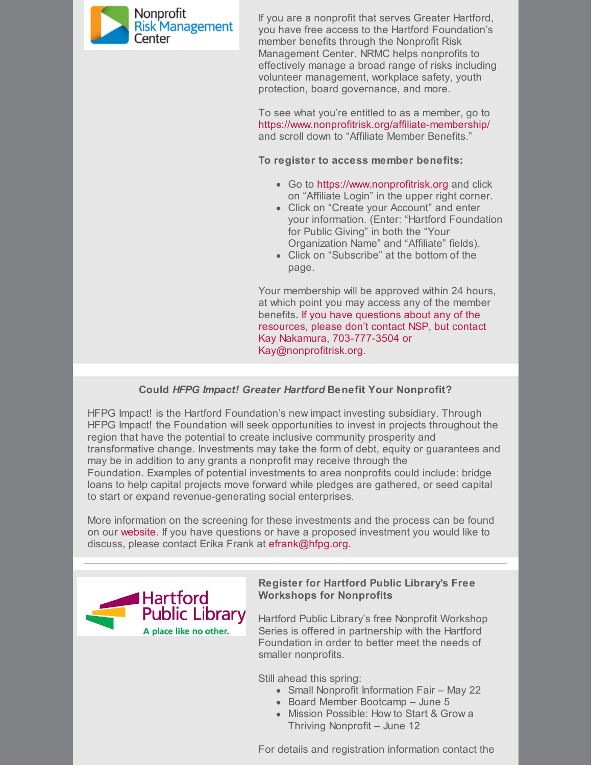If you are a nonprofit that serves Greater Hartford, you have free access to the Hartford Foundation's member benefits through the Nonprofit Risk Management Center. NRMC helps nonprofits to effectively manage a broad range of risks including volunteer management, workplace safety, youth protection, board governance, and more.

To see what you're entitled to as a member, go to https://www.nonprofitrisk.org/affiliate-membership/ and scroll down to "Affiliate Member Benefits."

**To register to access member benefits:**

- Go to https://www.nonprofitrisk.org and click on "Affiliate Login" in the upper right corner.
- Click on "Create your Account" and enter your information. (Enter: "Hartford Foundation for Public Giving" in both the "Your Organization Name" and "Affiliate" fields).
- Click on "Subscribe" at the bottom of the page.

Your membership will be approved within 24 hours, at which point you may access any of the member benefits. If you have questions about any of the resources, please don't contact NSP, but contact Kay Nakamura, 703-777-3504 or Kay@nonprofitrisk.org.

---

## Could *HFPG Impact! Greater Hartford* Benefit Your Nonprofit?

HFPG Impact! is the Hartford Foundation's new impact investing subsidiary. Through HFPG Impact! the Foundation will seek opportunities to invest in projects throughout the region that have the potential to create inclusive community prosperity and transformative change. Investments may take the form of debt, equity or guarantees and may be in addition to any grants a nonprofit may receive through the Foundation. Examples of potential investments to area nonprofits could include: bridge loans to help capital projects move forward while pledges are gathered, or seed capital to start or expand revenue-generating social enterprises.

More information on the screening for these investments and the process can be found on our website. If you have questions or have a proposed investment you would like to discuss, please contact Erika Frank at efrank@hfpg.org.

---

## Register for Hartford Public Library's Free Workshops for Nonprofits

Hartford Public Library's free Nonprofit Workshop Series is offered in partnership with the Hartford Foundation in order to better meet the needs of smaller nonprofits.

Still ahead this spring:

- Small Nonprofit Information Fair – May 22
- Board Member Bootcamp – June 5
- Mission Possible: How to Start & Grow a Thriving Nonprofit – June 12

For details and registration information contact the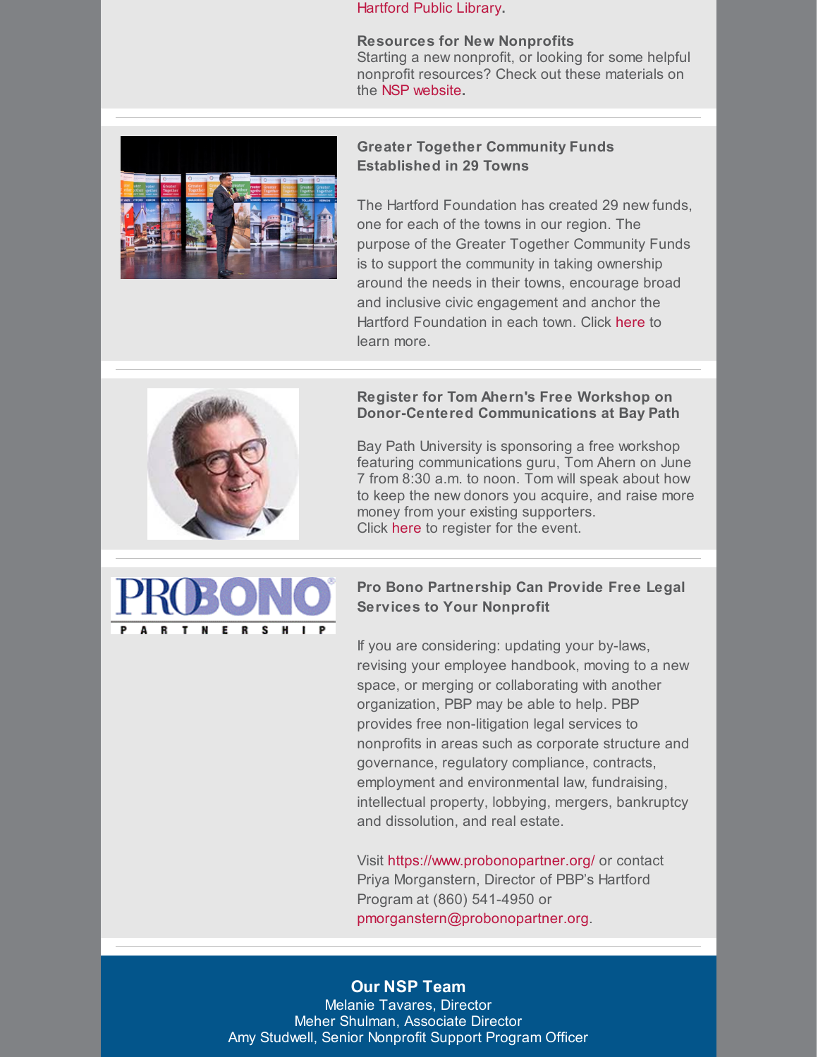Hartford Public Library.

**Resources for New Nonprofits**
Starting a new nonprofit, or looking for some helpful nonprofit resources? Check out these materials on the NSP website.

---

### Greater Together Community Funds Established in 29 Towns

The Hartford Foundation has created 29 new funds, one for each of the towns in our region. The purpose of the Greater Together Community Funds is to support the community in taking ownership around the needs in their towns, encourage broad and inclusive civic engagement and anchor the Hartford Foundation in each town. Click here to learn more.

---

### Register for Tom Ahern's Free Workshop on Donor-Centered Communications at Bay Path

Bay Path University is sponsoring a free workshop featuring communications guru, Tom Ahern on June 7 from 8:30 a.m. to noon. Tom will speak about how to keep the new donors you acquire, and raise more money from your existing supporters.
Click here to register for the event.

---

### Pro Bono Partnership Can Provide Free Legal Services to Your Nonprofit

If you are considering: updating your by-laws, revising your employee handbook, moving to a new space, or merging or collaborating with another organization, PBP may be able to help. PBP provides free non-litigation legal services to nonprofits in areas such as corporate structure and governance, regulatory compliance, contracts, employment and environmental law, fundraising, intellectual property, lobbying, mergers, bankruptcy and dissolution, and real estate.

Visit https://www.probonopartner.org/ or contact Priya Morganstern, Director of PBP's Hartford Program at (860) 541-4950 or pmorganstern@probonopartner.org.

---

## Our NSP Team

Melanie Tavares, Director
Meher Shulman, Associate Director
Amy Studwell, Senior Nonprofit Support Program Officer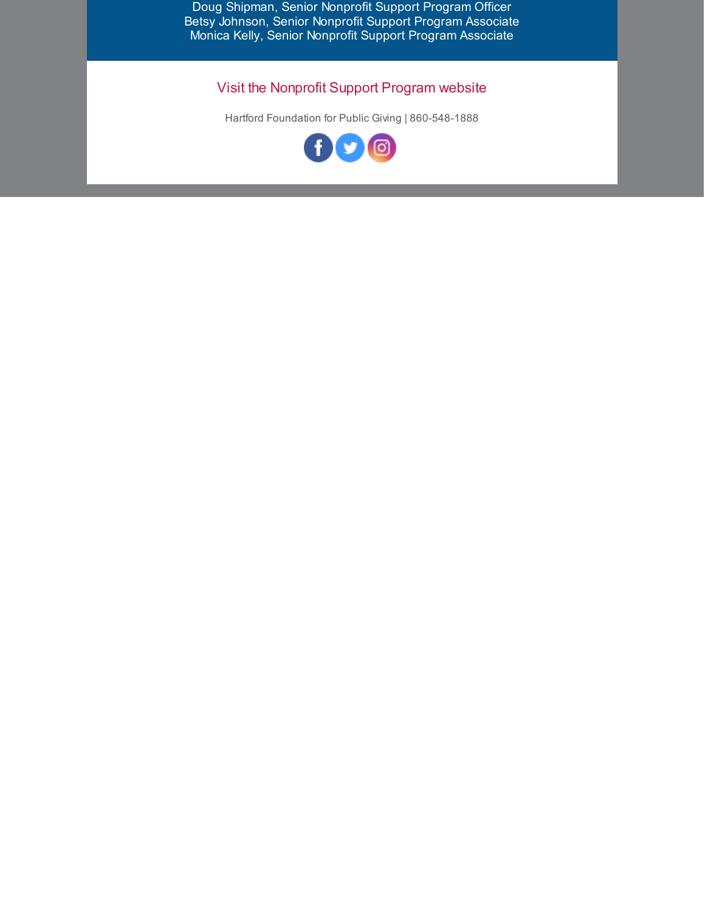Doug Shipman, Senior Nonprofit Support Program Officer
Betsy Johnson, Senior Nonprofit Support Program Associate
Monica Kelly, Senior Nonprofit Support Program Associate

Visit the Nonprofit Support Program website

Hartford Foundation for Public Giving | 860-548-1888